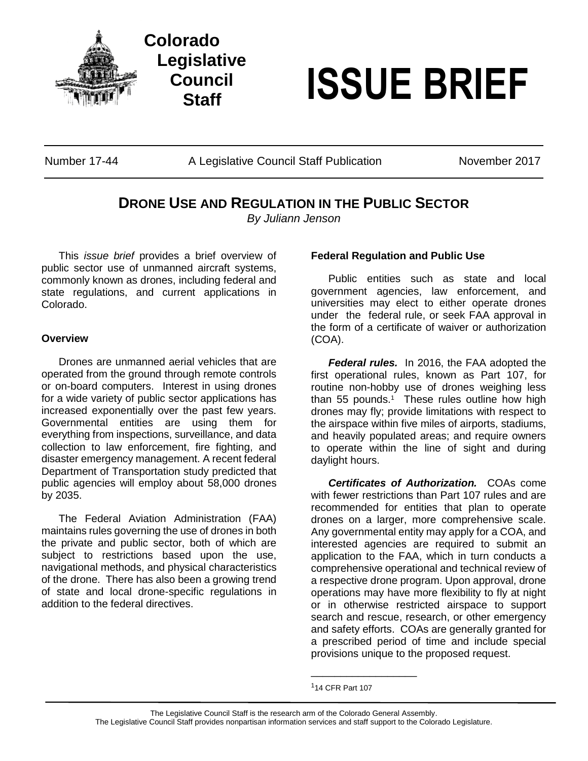# Colorado Legislative Council Staff

# ISSUE BRIEF

Number 17-44 | A Legislative Council Staff Publication | November 2017

## DRONE USE AND REGULATION IN THE PUBLIC SECTOR

*By Juliann Jenson*

This *issue brief* provides a brief overview of public sector use of unmanned aircraft systems, commonly known as drones, including federal and state regulations, and current applications in Colorado.

### Overview

Drones are unmanned aerial vehicles that are operated from the ground through remote controls or on-board computers. Interest in using drones for a wide variety of public sector applications has increased exponentially over the past few years. Governmental entities are using them for everything from inspections, surveillance, and data collection to law enforcement, fire fighting, and disaster emergency management. A recent federal Department of Transportation study predicted that public agencies will employ about 58,000 drones by 2035.

The Federal Aviation Administration (FAA) maintains rules governing the use of drones in both the private and public sector, both of which are subject to restrictions based upon the use, navigational methods, and physical characteristics of the drone. There has also been a growing trend of state and local drone-specific regulations in addition to the federal directives.

### Federal Regulation and Public Use

Public entities such as state and local government agencies, law enforcement, and universities may elect to either operate drones under the federal rule, or seek FAA approval in the form of a certificate of waiver or authorization (COA).

***Federal rules.*** In 2016, the FAA adopted the first operational rules, known as Part 107, for routine non-hobby use of drones weighing less than 55 pounds.[1] These rules outline how high drones may fly; provide limitations with respect to the airspace within five miles of airports, stadiums, and heavily populated areas; and require owners to operate within the line of sight and during daylight hours.

***Certificates of Authorization.*** COAs come with fewer restrictions than Part 107 rules and are recommended for entities that plan to operate drones on a larger, more comprehensive scale. Any governmental entity may apply for a COA, and interested agencies are required to submit an application to the FAA, which in turn conducts a comprehensive operational and technical review of a respective drone program. Upon approval, drone operations may have more flexibility to fly at night or in otherwise restricted airspace to support search and rescue, research, or other emergency and safety efforts. COAs are generally granted for a prescribed period of time and include special provisions unique to the proposed request.

[1] 14 CFR Part 107

The Legislative Council Staff is the research arm of the Colorado General Assembly.
The Legislative Council Staff provides nonpartisan information services and staff support to the Colorado Legislature.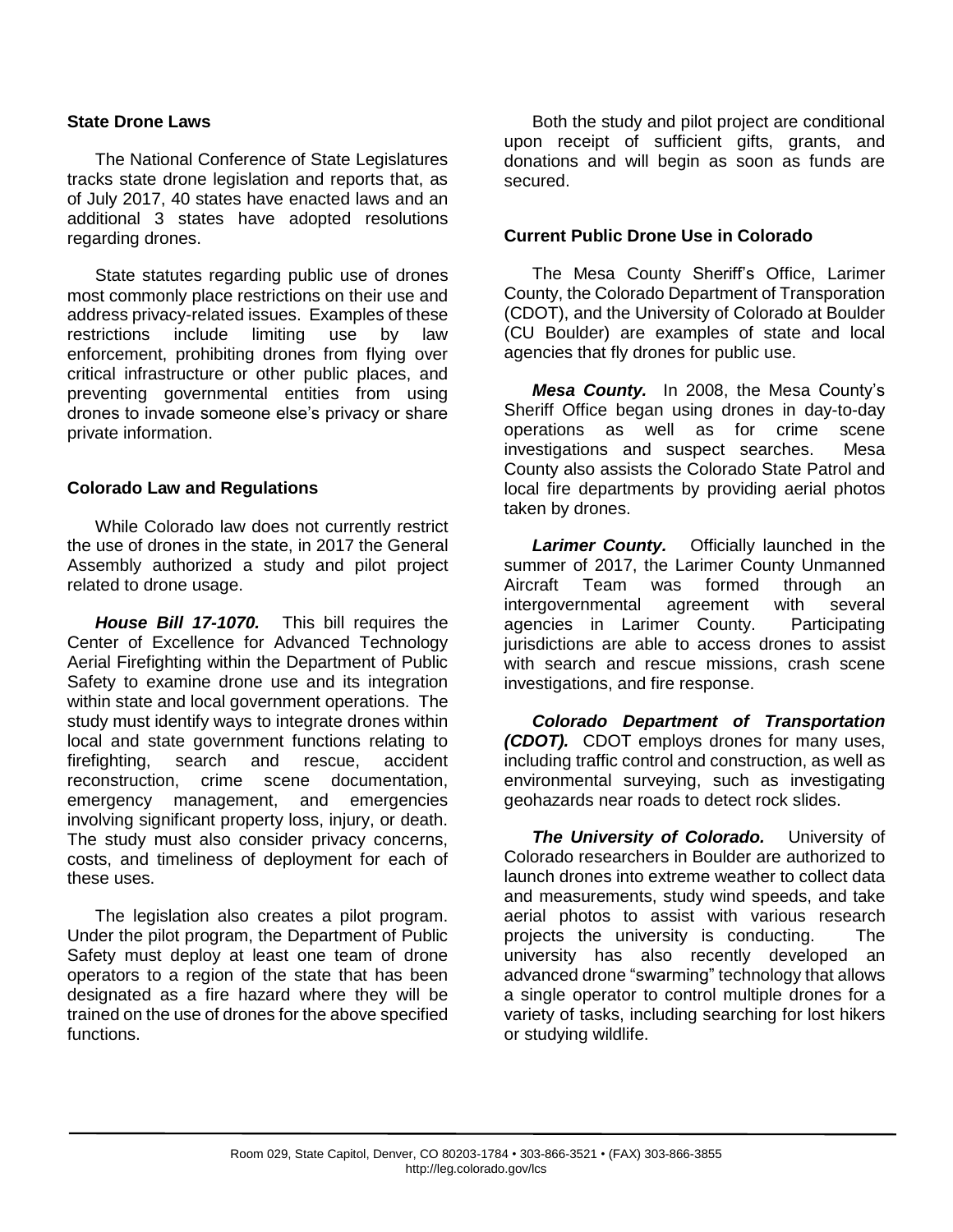## State Drone Laws

The National Conference of State Legislatures tracks state drone legislation and reports that, as of July 2017, 40 states have enacted laws and an additional 3 states have adopted resolutions regarding drones.

State statutes regarding public use of drones most commonly place restrictions on their use and address privacy-related issues. Examples of these restrictions include limiting use by law enforcement, prohibiting drones from flying over critical infrastructure or other public places, and preventing governmental entities from using drones to invade someone else's privacy or share private information.

## Colorado Law and Regulations

While Colorado law does not currently restrict the use of drones in the state, in 2017 the General Assembly authorized a study and pilot project related to drone usage.

***House Bill 17-1070.*** This bill requires the Center of Excellence for Advanced Technology Aerial Firefighting within the Department of Public Safety to examine drone use and its integration within state and local government operations. The study must identify ways to integrate drones within local and state government functions relating to firefighting, search and rescue, accident reconstruction, crime scene documentation, emergency management, and emergencies involving significant property loss, injury, or death. The study must also consider privacy concerns, costs, and timeliness of deployment for each of these uses.

The legislation also creates a pilot program. Under the pilot program, the Department of Public Safety must deploy at least one team of drone operators to a region of the state that has been designated as a fire hazard where they will be trained on the use of drones for the above specified functions.

Both the study and pilot project are conditional upon receipt of sufficient gifts, grants, and donations and will begin as soon as funds are secured.

## Current Public Drone Use in Colorado

The Mesa County Sheriff's Office, Larimer County, the Colorado Department of Transporation (CDOT), and the University of Colorado at Boulder (CU Boulder) are examples of state and local agencies that fly drones for public use.

***Mesa County.*** In 2008, the Mesa County's Sheriff Office began using drones in day-to-day operations as well as for crime scene investigations and suspect searches. Mesa County also assists the Colorado State Patrol and local fire departments by providing aerial photos taken by drones.

***Larimer County.*** Officially launched in the summer of 2017, the Larimer County Unmanned Aircraft Team was formed through an intergovernmental agreement with several agencies in Larimer County. Participating jurisdictions are able to access drones to assist with search and rescue missions, crash scene investigations, and fire response.

***Colorado Department of Transportation (CDOT).*** CDOT employs drones for many uses, including traffic control and construction, as well as environmental surveying, such as investigating geohazards near roads to detect rock slides.

***The University of Colorado.*** University of Colorado researchers in Boulder are authorized to launch drones into extreme weather to collect data and measurements, study wind speeds, and take aerial photos to assist with various research projects the university is conducting. The university has also recently developed an advanced drone "swarming" technology that allows a single operator to control multiple drones for a variety of tasks, including searching for lost hikers or studying wildlife.

Room 029, State Capitol, Denver, CO 80203-1784 • 303-866-3521 • (FAX) 303-866-3855
http://leg.colorado.gov/lcs